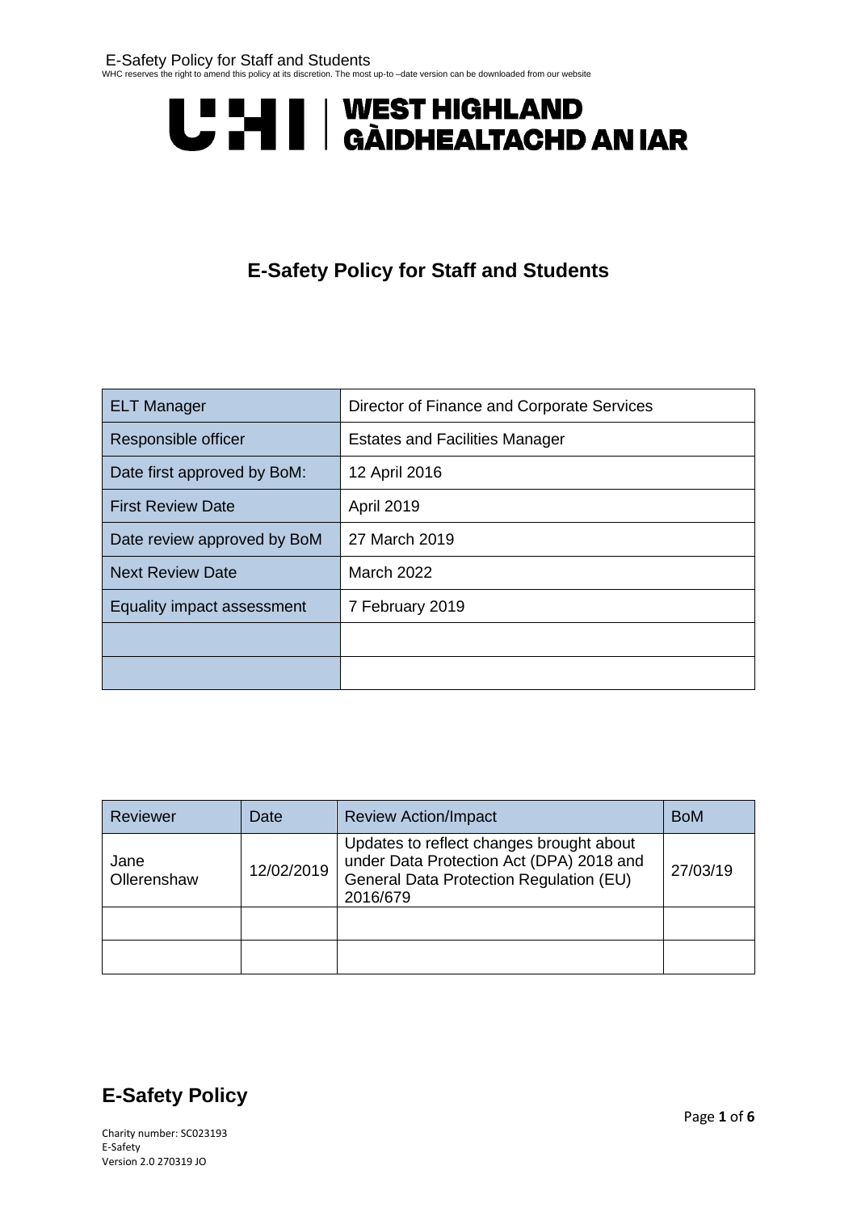UHI | WEST HIGHLAND
GÀIDHEALTACHD AN IAR

# E-Safety Policy for Staff and Students

| ELT Manager | Director of Finance and Corporate Services |
|---|---|
| Responsible officer | Estates and Facilities Manager |
| Date first approved by BoM: | 12 April 2016 |
| First Review Date | April 2019 |
| Date review approved by BoM | 27 March 2019 |
| Next Review Date | March 2022 |
| Equality impact assessment | 7 February 2019 |
| | |
| | |

| Reviewer | Date | Review Action/Impact | BoM |
|---|---|---|---|
| Jane Ollerenshaw | 12/02/2019 | Updates to reflect changes brought about under Data Protection Act (DPA) 2018 and General Data Protection Regulation (EU) 2016/679 | 27/03/19 |
| | | | |
| | | | |

## E-Safety Policy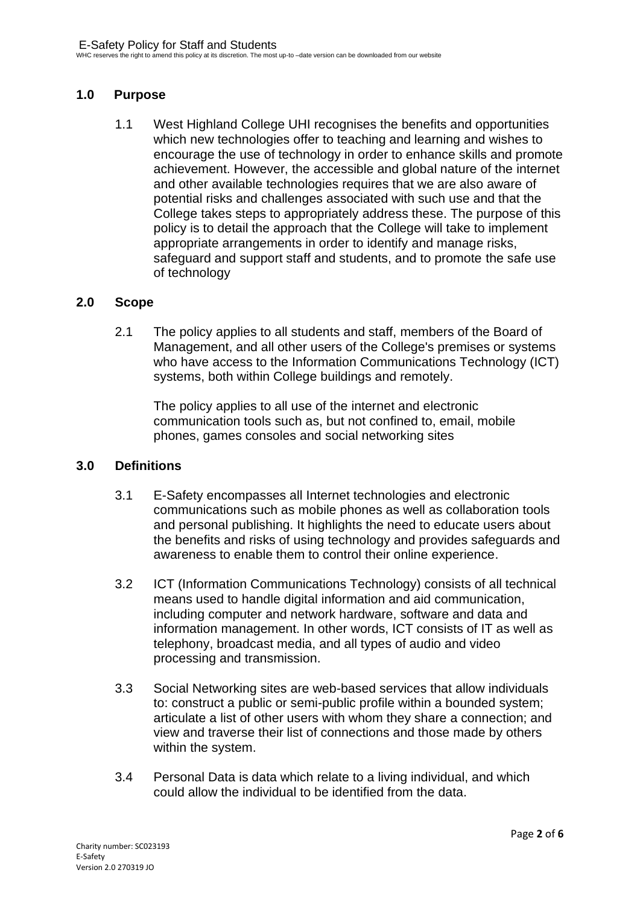## 1.0 Purpose

1.1 West Highland College UHI recognises the benefits and opportunities which new technologies offer to teaching and learning and wishes to encourage the use of technology in order to enhance skills and promote achievement. However, the accessible and global nature of the internet and other available technologies requires that we are also aware of potential risks and challenges associated with such use and that the College takes steps to appropriately address these. The purpose of this policy is to detail the approach that the College will take to implement appropriate arrangements in order to identify and manage risks, safeguard and support staff and students, and to promote the safe use of technology

## 2.0 Scope

2.1 The policy applies to all students and staff, members of the Board of Management, and all other users of the College's premises or systems who have access to the Information Communications Technology (ICT) systems, both within College buildings and remotely.

The policy applies to all use of the internet and electronic communication tools such as, but not confined to, email, mobile phones, games consoles and social networking sites

## 3.0 Definitions

3.1 E-Safety encompasses all Internet technologies and electronic communications such as mobile phones as well as collaboration tools and personal publishing. It highlights the need to educate users about the benefits and risks of using technology and provides safeguards and awareness to enable them to control their online experience.

3.2 ICT (Information Communications Technology) consists of all technical means used to handle digital information and aid communication, including computer and network hardware, software and data and information management. In other words, ICT consists of IT as well as telephony, broadcast media, and all types of audio and video processing and transmission.

3.3 Social Networking sites are web-based services that allow individuals to: construct a public or semi-public profile within a bounded system; articulate a list of other users with whom they share a connection; and view and traverse their list of connections and those made by others within the system.

3.4 Personal Data is data which relate to a living individual, and which could allow the individual to be identified from the data.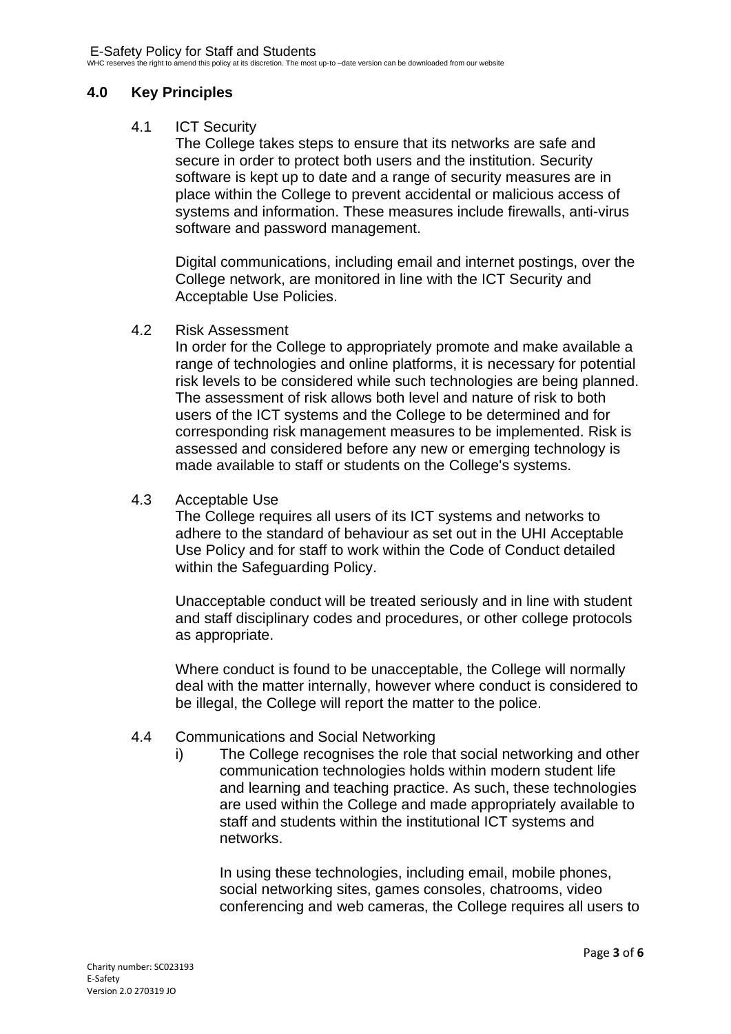## 4.0 Key Principles

### 4.1 ICT Security

The College takes steps to ensure that its networks are safe and secure in order to protect both users and the institution. Security software is kept up to date and a range of security measures are in place within the College to prevent accidental or malicious access of systems and information. These measures include firewalls, anti-virus software and password management.

Digital communications, including email and internet postings, over the College network, are monitored in line with the ICT Security and Acceptable Use Policies.

### 4.2 Risk Assessment

In order for the College to appropriately promote and make available a range of technologies and online platforms, it is necessary for potential risk levels to be considered while such technologies are being planned. The assessment of risk allows both level and nature of risk to both users of the ICT systems and the College to be determined and for corresponding risk management measures to be implemented. Risk is assessed and considered before any new or emerging technology is made available to staff or students on the College's systems.

### 4.3 Acceptable Use

The College requires all users of its ICT systems and networks to adhere to the standard of behaviour as set out in the UHI Acceptable Use Policy and for staff to work within the Code of Conduct detailed within the Safeguarding Policy.

Unacceptable conduct will be treated seriously and in line with student and staff disciplinary codes and procedures, or other college protocols as appropriate.

Where conduct is found to be unacceptable, the College will normally deal with the matter internally, however where conduct is considered to be illegal, the College will report the matter to the police.

### 4.4 Communications and Social Networking

i) The College recognises the role that social networking and other communication technologies holds within modern student life and learning and teaching practice. As such, these technologies are used within the College and made appropriately available to staff and students within the institutional ICT systems and networks.

   In using these technologies, including email, mobile phones, social networking sites, games consoles, chatrooms, video conferencing and web cameras, the College requires all users to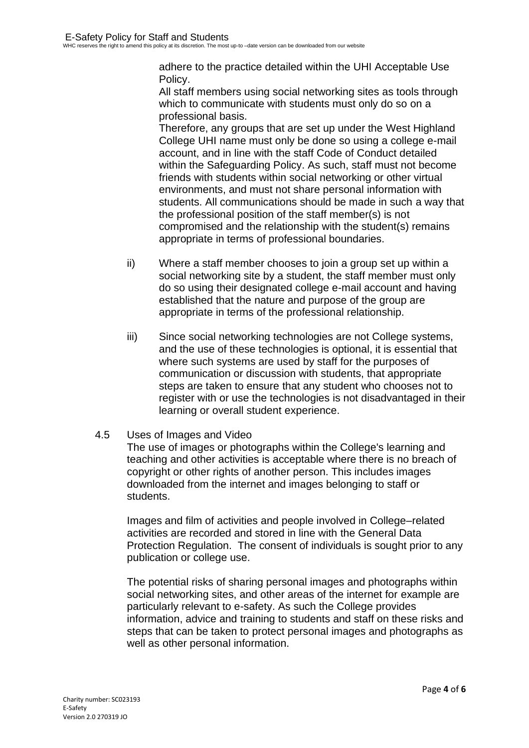adhere to the practice detailed within the UHI Acceptable Use Policy.

All staff members using social networking sites as tools through which to communicate with students must only do so on a professional basis.

Therefore, any groups that are set up under the West Highland College UHI name must only be done so using a college e-mail account, and in line with the staff Code of Conduct detailed within the Safeguarding Policy. As such, staff must not become friends with students within social networking or other virtual environments, and must not share personal information with students. All communications should be made in such a way that the professional position of the staff member(s) is not compromised and the relationship with the student(s) remains appropriate in terms of professional boundaries.

ii) Where a staff member chooses to join a group set up within a social networking site by a student, the staff member must only do so using their designated college e-mail account and having established that the nature and purpose of the group are appropriate in terms of the professional relationship.

iii) Since social networking technologies are not College systems, and the use of these technologies is optional, it is essential that where such systems are used by staff for the purposes of communication or discussion with students, that appropriate steps are taken to ensure that any student who chooses not to register with or use the technologies is not disadvantaged in their learning or overall student experience.

4.5 Uses of Images and Video

The use of images or photographs within the College's learning and teaching and other activities is acceptable where there is no breach of copyright or other rights of another person. This includes images downloaded from the internet and images belonging to staff or students.

Images and film of activities and people involved in College–related activities are recorded and stored in line with the General Data Protection Regulation. The consent of individuals is sought prior to any publication or college use.

The potential risks of sharing personal images and photographs within social networking sites, and other areas of the internet for example are particularly relevant to e-safety. As such the College provides information, advice and training to students and staff on these risks and steps that can be taken to protect personal images and photographs as well as other personal information.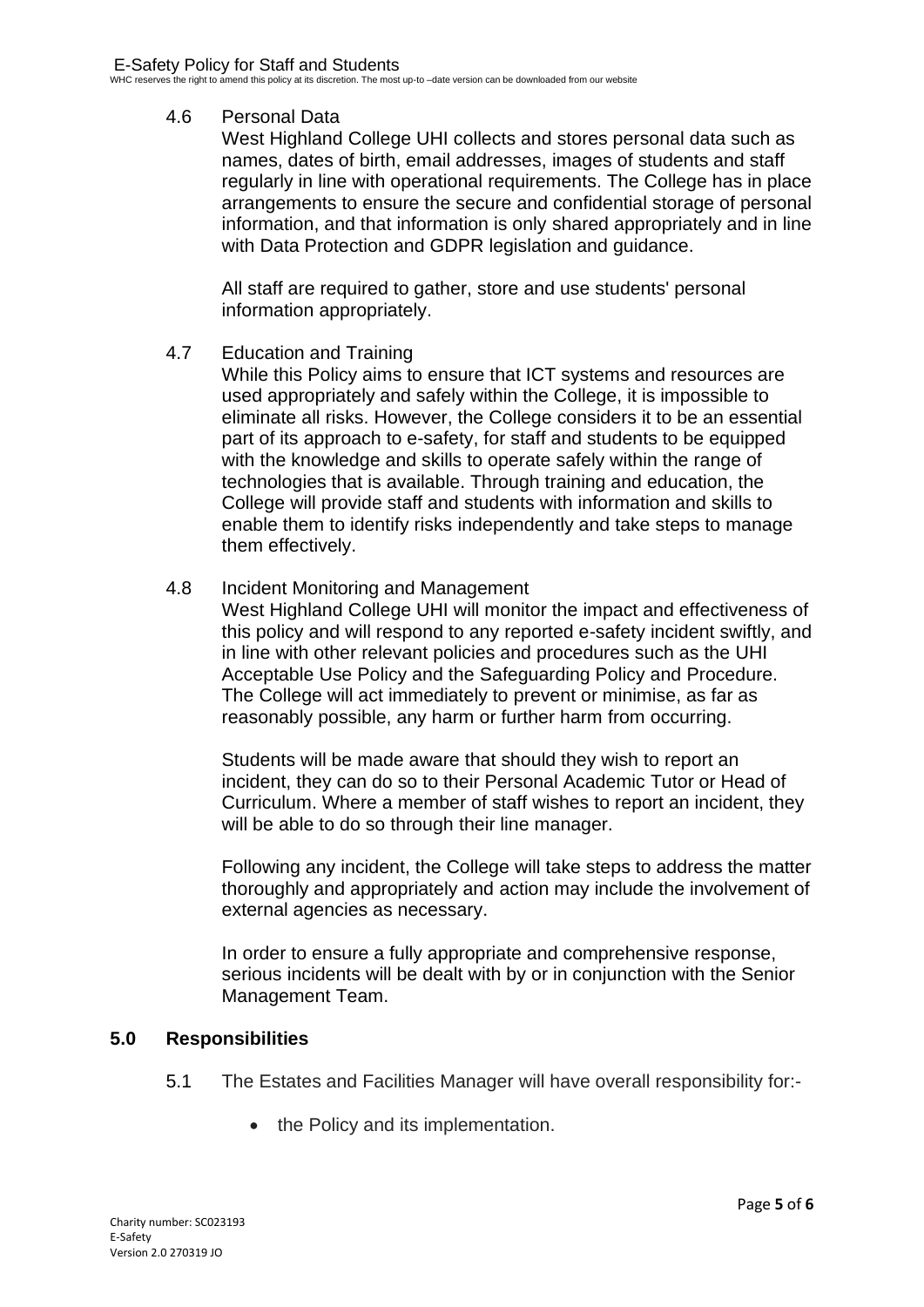4.6 Personal Data

West Highland College UHI collects and stores personal data such as names, dates of birth, email addresses, images of students and staff regularly in line with operational requirements. The College has in place arrangements to ensure the secure and confidential storage of personal information, and that information is only shared appropriately and in line with Data Protection and GDPR legislation and guidance.

All staff are required to gather, store and use students' personal information appropriately.

4.7 Education and Training

While this Policy aims to ensure that ICT systems and resources are used appropriately and safely within the College, it is impossible to eliminate all risks. However, the College considers it to be an essential part of its approach to e-safety, for staff and students to be equipped with the knowledge and skills to operate safely within the range of technologies that is available. Through training and education, the College will provide staff and students with information and skills to enable them to identify risks independently and take steps to manage them effectively.

4.8 Incident Monitoring and Management

West Highland College UHI will monitor the impact and effectiveness of this policy and will respond to any reported e-safety incident swiftly, and in line with other relevant policies and procedures such as the UHI Acceptable Use Policy and the Safeguarding Policy and Procedure. The College will act immediately to prevent or minimise, as far as reasonably possible, any harm or further harm from occurring.

Students will be made aware that should they wish to report an incident, they can do so to their Personal Academic Tutor or Head of Curriculum. Where a member of staff wishes to report an incident, they will be able to do so through their line manager.

Following any incident, the College will take steps to address the matter thoroughly and appropriately and action may include the involvement of external agencies as necessary.

In order to ensure a fully appropriate and comprehensive response, serious incidents will be dealt with by or in conjunction with the Senior Management Team.

## 5.0 Responsibilities

5.1 The Estates and Facilities Manager will have overall responsibility for:-

- the Policy and its implementation.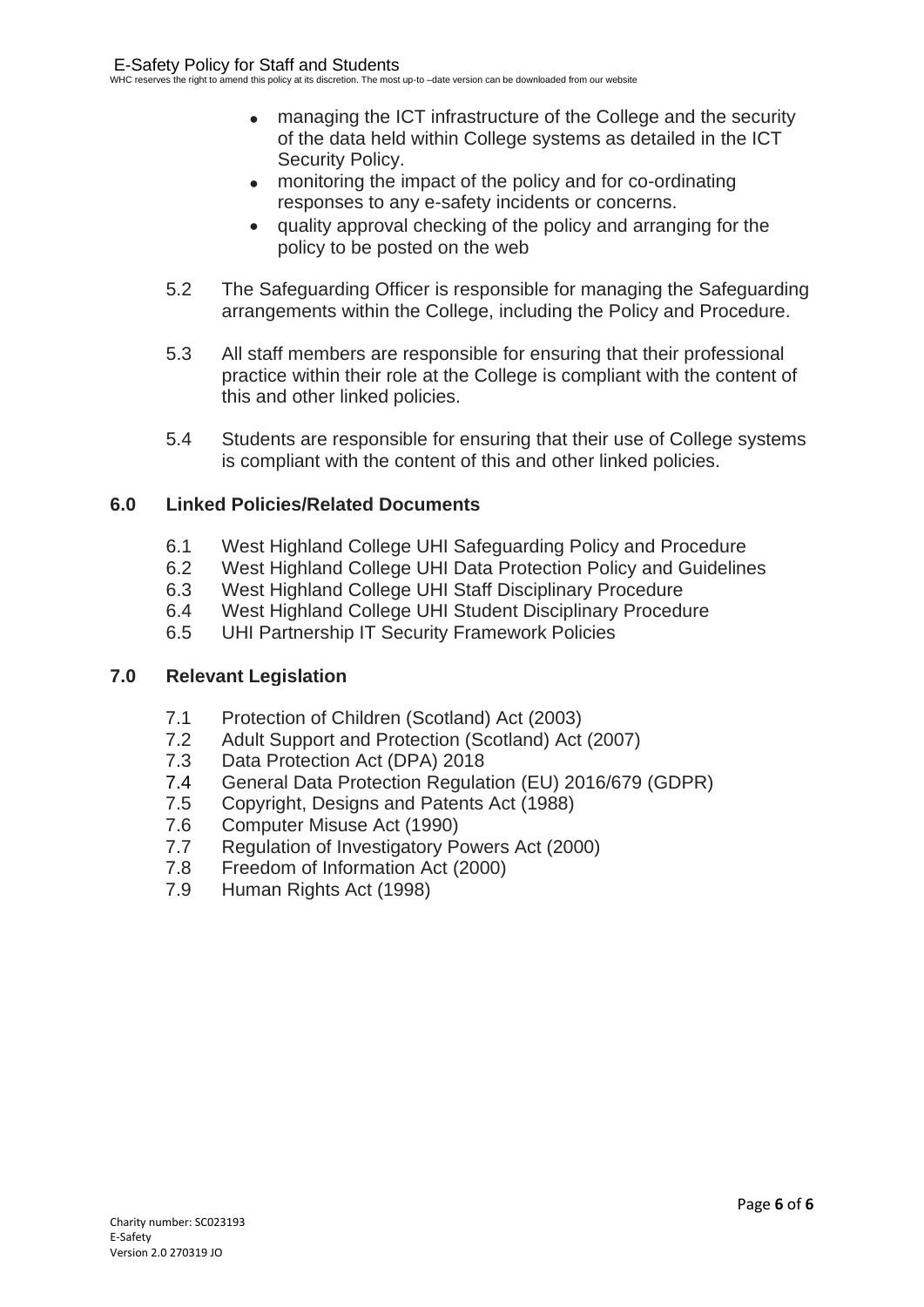- managing the ICT infrastructure of the College and the security of the data held within College systems as detailed in the ICT Security Policy.
- monitoring the impact of the policy and for co-ordinating responses to any e-safety incidents or concerns.
- quality approval checking of the policy and arranging for the policy to be posted on the web

5.2 The Safeguarding Officer is responsible for managing the Safeguarding arrangements within the College, including the Policy and Procedure.

5.3 All staff members are responsible for ensuring that their professional practice within their role at the College is compliant with the content of this and other linked policies.

5.4 Students are responsible for ensuring that their use of College systems is compliant with the content of this and other linked policies.

## 6.0 Linked Policies/Related Documents

6.1 West Highland College UHI Safeguarding Policy and Procedure
6.2 West Highland College UHI Data Protection Policy and Guidelines
6.3 West Highland College UHI Staff Disciplinary Procedure
6.4 West Highland College UHI Student Disciplinary Procedure
6.5 UHI Partnership IT Security Framework Policies

## 7.0 Relevant Legislation

7.1 Protection of Children (Scotland) Act (2003)
7.2 Adult Support and Protection (Scotland) Act (2007)
7.3 Data Protection Act (DPA) 2018
7.4 General Data Protection Regulation (EU) 2016/679 (GDPR)
7.5 Copyright, Designs and Patents Act (1988)
7.6 Computer Misuse Act (1990)
7.7 Regulation of Investigatory Powers Act (2000)
7.8 Freedom of Information Act (2000)
7.9 Human Rights Act (1998)